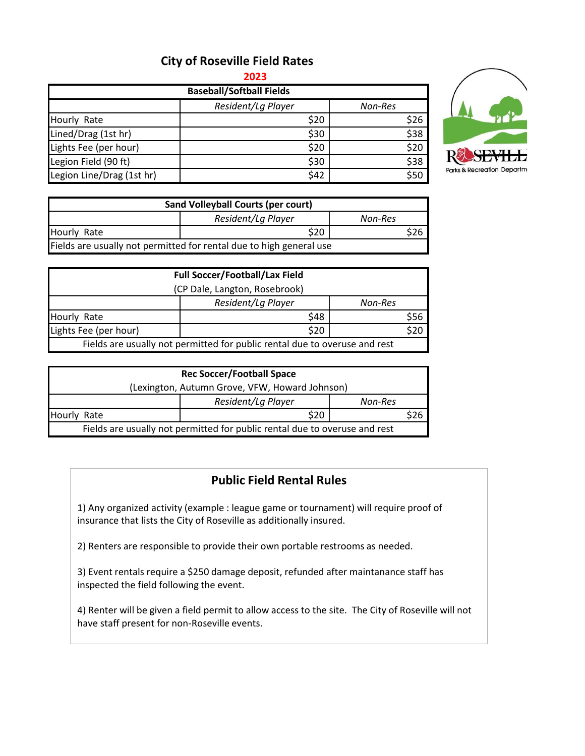# City of Roseville Field Rates

**2023**

| **Baseball/Softball Fields** | | |
|---|---|---|
| | *Resident/Lg Player* | *Non-Res* |
| Hourly Rate | $20 | $26 |
| Lined/Drag (1st hr) | $30 | $38 |
| Lights Fee (per hour) | $20 | $20 |
| Legion Field (90 ft) | $30 | $38 |
| Legion Line/Drag (1st hr) | $42 | $50 |

| **Sand Volleyball Courts (per court)** | | |
|---|---|---|
| | *Resident/Lg Player* | *Non-Res* |
| Hourly Rate | $20 | $26 |
| Fields are usually not permitted for rental due to high general use | | |

| **Full Soccer/Football/Lax Field** (CP Dale, Langton, Rosebrook) | | |
|---|---|---|
| | *Resident/Lg Player* | *Non-Res* |
| Hourly Rate | $48 | $56 |
| Lights Fee (per hour) | $20 | $20 |
| Fields are usually not permitted for public rental due to overuse and rest | | |

| **Rec Soccer/Football Space** (Lexington, Autumn Grove, VFW, Howard Johnson) | | |
|---|---|---|
| | *Resident/Lg Player* | *Non-Res* |
| Hourly Rate | $20 | $26 |
| Fields are usually not permitted for public rental due to overuse and rest | | |

## Public Field Rental Rules

1) Any organized activity (example : league game or tournament) will require proof of insurance that lists the City of Roseville as additionally insured.

2) Renters are responsible to provide their own portable restrooms as needed.

3) Event rentals require a $250 damage deposit, refunded after maintanance staff has inspected the field following the event.

4) Renter will be given a field permit to allow access to the site. The City of Roseville will not have staff present for non-Roseville events.